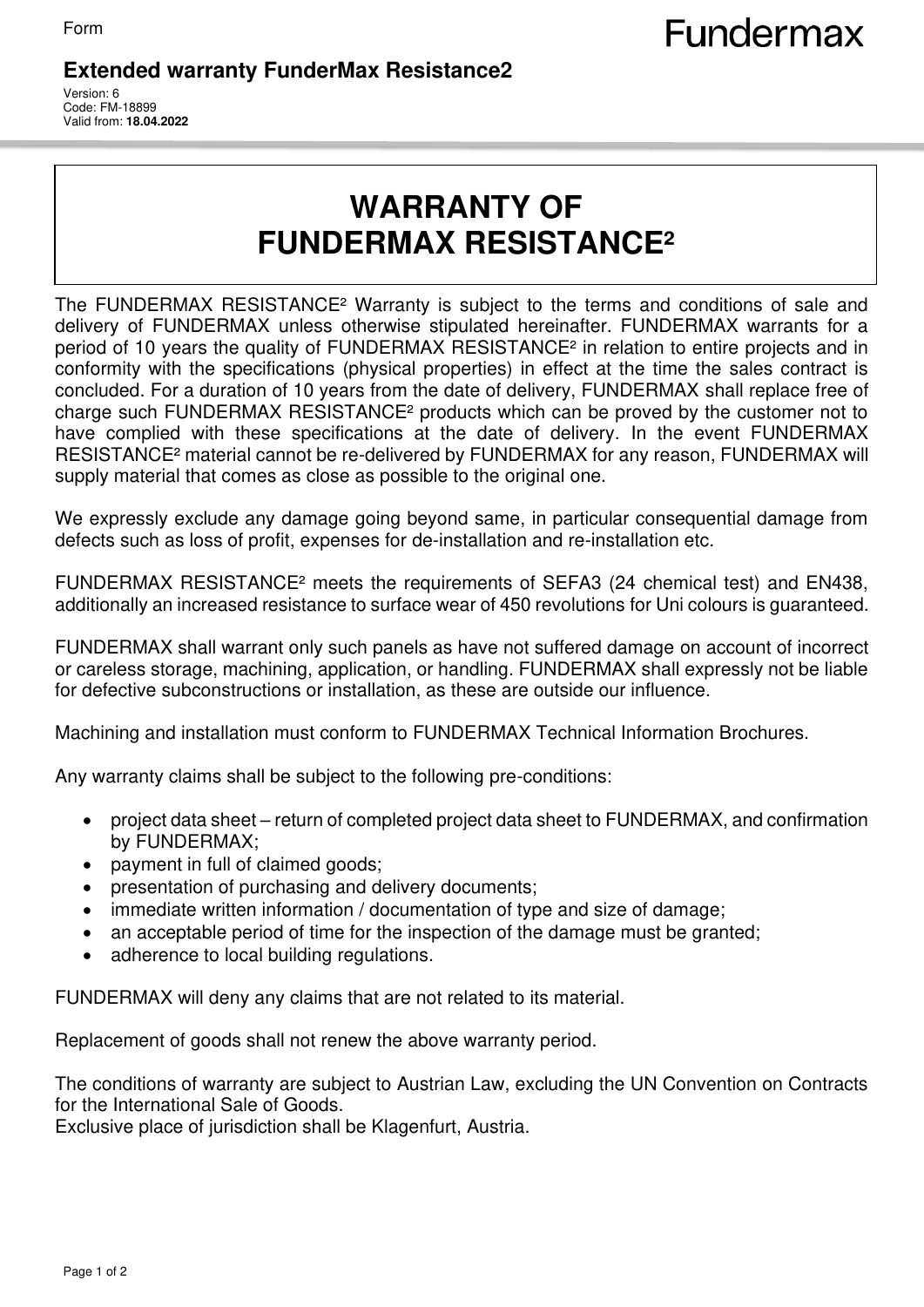Form

# Extended warranty FunderMax Resistance2

Version: 6
Code: FM-18899
Valid from: **18.04.2022**

## WARRANTY OF FUNDERMAX RESISTANCE²

The FUNDERMAX RESISTANCE² Warranty is subject to the terms and conditions of sale and delivery of FUNDERMAX unless otherwise stipulated hereinafter. FUNDERMAX warrants for a period of 10 years the quality of FUNDERMAX RESISTANCE² in relation to entire projects and in conformity with the specifications (physical properties) in effect at the time the sales contract is concluded. For a duration of 10 years from the date of delivery, FUNDERMAX shall replace free of charge such FUNDERMAX RESISTANCE² products which can be proved by the customer not to have complied with these specifications at the date of delivery. In the event FUNDERMAX RESISTANCE² material cannot be re-delivered by FUNDERMAX for any reason, FUNDERMAX will supply material that comes as close as possible to the original one.

We expressly exclude any damage going beyond same, in particular consequential damage from defects such as loss of profit, expenses for de-installation and re-installation etc.

FUNDERMAX RESISTANCE² meets the requirements of SEFA3 (24 chemical test) and EN438, additionally an increased resistance to surface wear of 450 revolutions for Uni colours is guaranteed.

FUNDERMAX shall warrant only such panels as have not suffered damage on account of incorrect or careless storage, machining, application, or handling. FUNDERMAX shall expressly not be liable for defective subconstructions or installation, as these are outside our influence.

Machining and installation must conform to FUNDERMAX Technical Information Brochures.

Any warranty claims shall be subject to the following pre-conditions:

- project data sheet – return of completed project data sheet to FUNDERMAX, and confirmation by FUNDERMAX;
- payment in full of claimed goods;
- presentation of purchasing and delivery documents;
- immediate written information / documentation of type and size of damage;
- an acceptable period of time for the inspection of the damage must be granted;
- adherence to local building regulations.

FUNDERMAX will deny any claims that are not related to its material.

Replacement of goods shall not renew the above warranty period.

The conditions of warranty are subject to Austrian Law, excluding the UN Convention on Contracts for the International Sale of Goods.
Exclusive place of jurisdiction shall be Klagenfurt, Austria.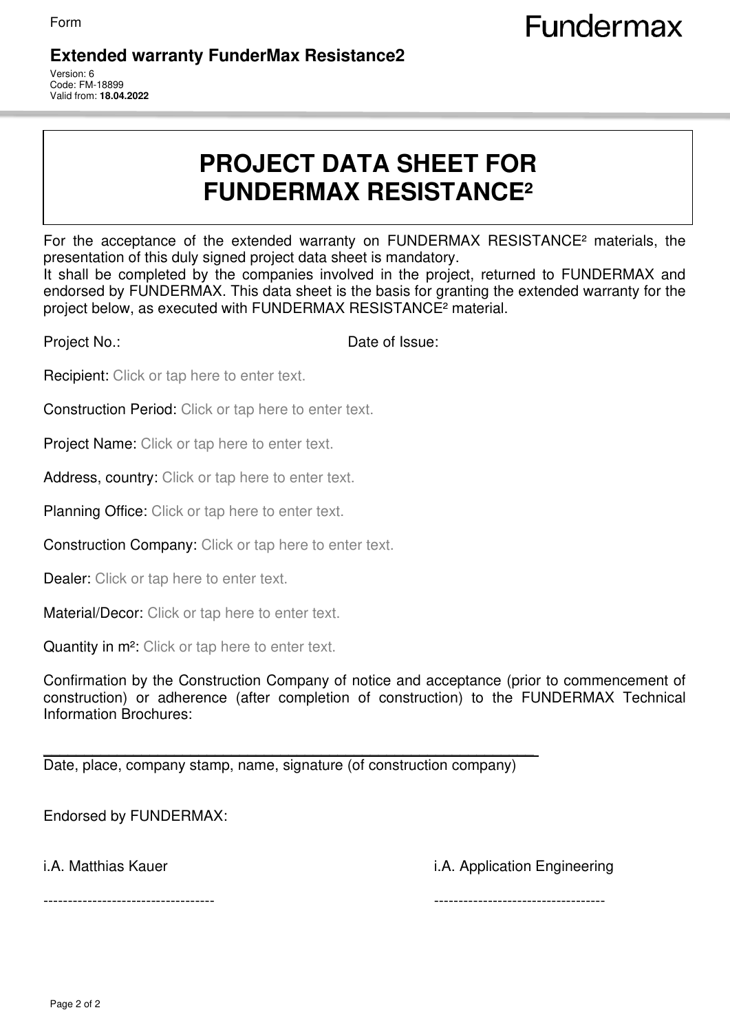# PROJECT DATA SHEET FOR FUNDERMAX RESISTANCE²

For the acceptance of the extended warranty on FUNDERMAX RESISTANCE² materials, the presentation of this duly signed project data sheet is mandatory.
It shall be completed by the companies involved in the project, returned to FUNDERMAX and endorsed by FUNDERMAX. This data sheet is the basis for granting the extended warranty for the project below, as executed with FUNDERMAX RESISTANCE² material.

Project No.: Date of Issue:

Recipient: Click or tap here to enter text.

Construction Period: Click or tap here to enter text.

Project Name: Click or tap here to enter text.

Address, country: Click or tap here to enter text.

Planning Office: Click or tap here to enter text.

Construction Company: Click or tap here to enter text.

Dealer: Click or tap here to enter text.

Material/Decor: Click or tap here to enter text.

Quantity in m²: Click or tap here to enter text.

Confirmation by the Construction Company of notice and acceptance (prior to commencement of construction) or adherence (after completion of construction) to the FUNDERMAX Technical Information Brochures:

_______________________________________________________________

Date, place, company stamp, name, signature (of construction company)

Endorsed by FUNDERMAX:

i.A. Matthias Kauer

-----------------------------------

i.A. Application Engineering

-----------------------------------